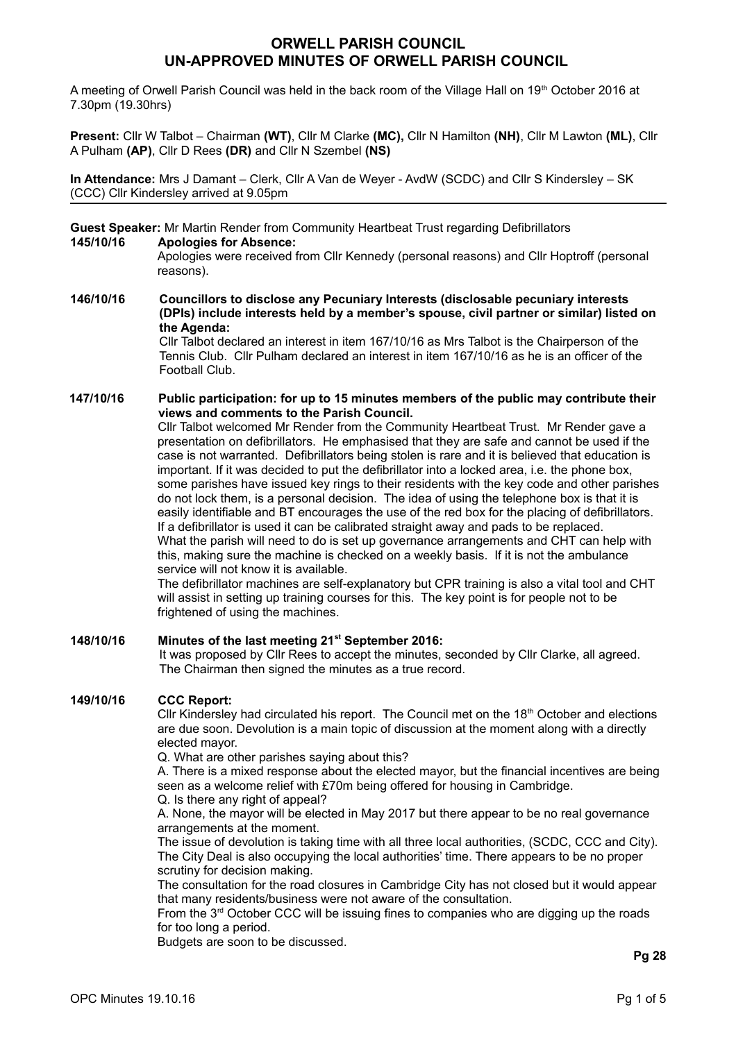# ORWELL PARISH COUNCIL
# UN-APPROVED MINUTES OF ORWELL PARISH COUNCIL

A meeting of Orwell Parish Council was held in the back room of the Village Hall on 19th October 2016 at 7.30pm (19.30hrs)

**Present:** Cllr W Talbot – Chairman **(WT)**, Cllr M Clarke **(MC),** Cllr N Hamilton **(NH)**, Cllr M Lawton **(ML)**, Cllr A Pulham **(AP)**, Cllr D Rees **(DR)** and Cllr N Szembel **(NS)**

**In Attendance:** Mrs J Damant – Clerk, Cllr A Van de Weyer - AvdW (SCDC) and Cllr S Kindersley – SK (CCC) Cllr Kindersley arrived at 9.05pm

---

**Guest Speaker:** Mr Martin Render from Community Heartbeat Trust regarding Defibrillators

**145/10/16 Apologies for Absence:**

Apologies were received from Cllr Kennedy (personal reasons) and Cllr Hoptroff (personal reasons).

**146/10/16 Councillors to disclose any Pecuniary Interests (disclosable pecuniary interests (DPIs) include interests held by a member's spouse, civil partner or similar) listed on the Agenda:**

Cllr Talbot declared an interest in item 167/10/16 as Mrs Talbot is the Chairperson of the Tennis Club. Cllr Pulham declared an interest in item 167/10/16 as he is an officer of the Football Club.

**147/10/16 Public participation: for up to 15 minutes members of the public may contribute their views and comments to the Parish Council.**

Cllr Talbot welcomed Mr Render from the Community Heartbeat Trust. Mr Render gave a presentation on defibrillators. He emphasised that they are safe and cannot be used if the case is not warranted. Defibrillators being stolen is rare and it is believed that education is important. If it was decided to put the defibrillator into a locked area, i.e. the phone box, some parishes have issued key rings to their residents with the key code and other parishes do not lock them, is a personal decision. The idea of using the telephone box is that it is easily identifiable and BT encourages the use of the red box for the placing of defibrillators. If a defibrillator is used it can be calibrated straight away and pads to be replaced.
What the parish will need to do is set up governance arrangements and CHT can help with this, making sure the machine is checked on a weekly basis. If it is not the ambulance service will not know it is available.
The defibrillator machines are self-explanatory but CPR training is also a vital tool and CHT will assist in setting up training courses for this. The key point is for people not to be frightened of using the machines.

**148/10/16 Minutes of the last meeting 21st September 2016:**

It was proposed by Cllr Rees to accept the minutes, seconded by Cllr Clarke, all agreed. The Chairman then signed the minutes as a true record.

**149/10/16 CCC Report:**

Cllr Kindersley had circulated his report. The Council met on the 18th October and elections are due soon. Devolution is a main topic of discussion at the moment along with a directly elected mayor.
Q. What are other parishes saying about this?
A. There is a mixed response about the elected mayor, but the financial incentives are being seen as a welcome relief with £70m being offered for housing in Cambridge.
Q. Is there any right of appeal?
A. None, the mayor will be elected in May 2017 but there appear to be no real governance arrangements at the moment.
The issue of devolution is taking time with all three local authorities, (SCDC, CCC and City). The City Deal is also occupying the local authorities' time. There appears to be no proper scrutiny for decision making.
The consultation for the road closures in Cambridge City has not closed but it would appear that many residents/business were not aware of the consultation.
From the 3rd October CCC will be issuing fines to companies who are digging up the roads for too long a period.
Budgets are soon to be discussed.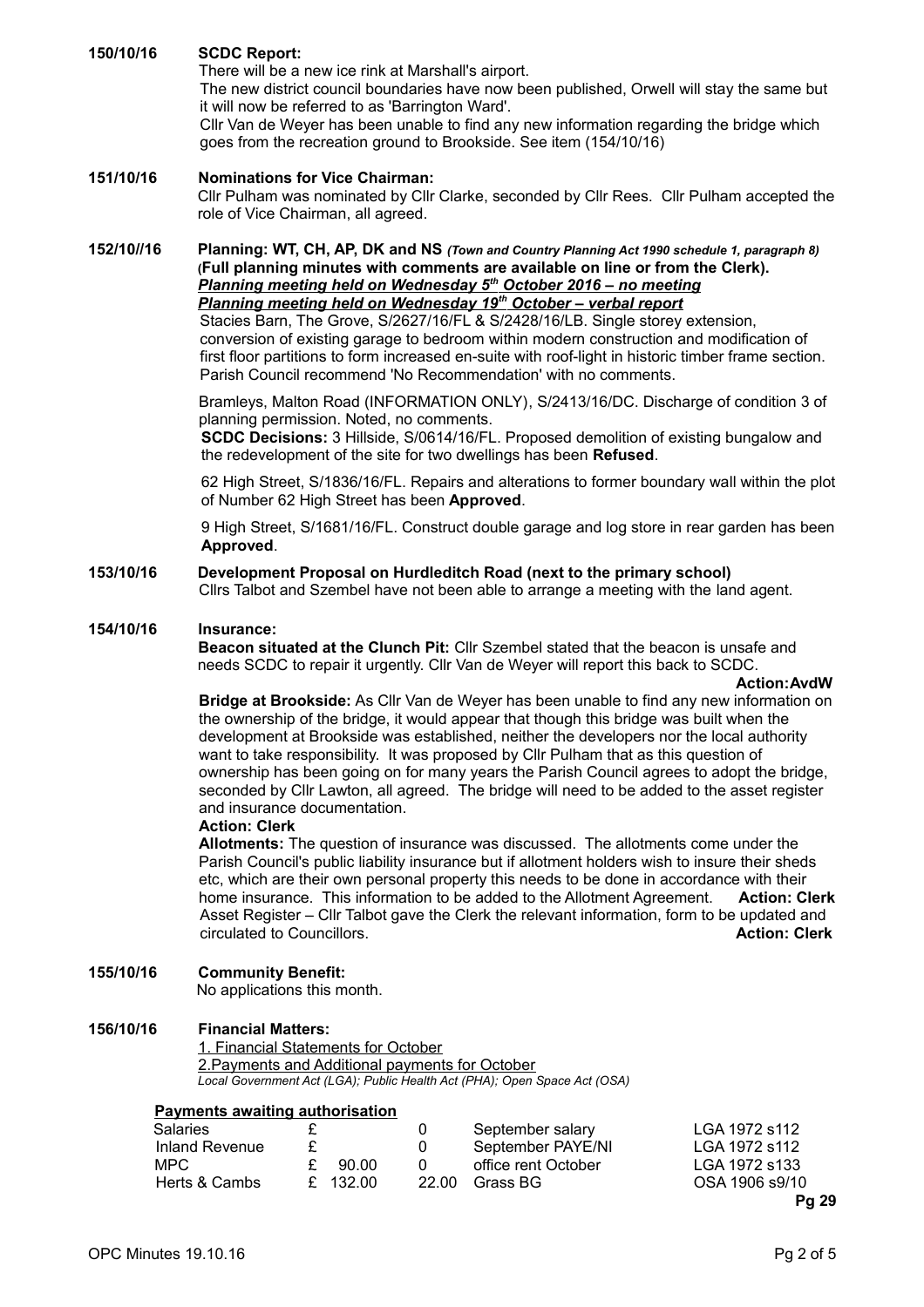**150/10/16 SCDC Report:**

There will be a new ice rink at Marshall's airport.

The new district council boundaries have now been published, Orwell will stay the same but it will now be referred to as 'Barrington Ward'.

Cllr Van de Weyer has been unable to find any new information regarding the bridge which goes from the recreation ground to Brookside. See item (154/10/16)

**151/10/16 Nominations for Vice Chairman:**

Cllr Pulham was nominated by Cllr Clarke, seconded by Cllr Rees. Cllr Pulham accepted the role of Vice Chairman, all agreed.

**152/10//16 Planning: WT, CH, AP, DK and NS** *(Town and Country Planning Act 1990 schedule 1, paragraph 8)* **(Full planning minutes with comments are available on line or from the Clerk).**

***Planning meeting held on Wednesday 5th October 2016 – no meeting***

***Planning meeting held on Wednesday 19th October – verbal report***

Stacies Barn, The Grove, S/2627/16/FL & S/2428/16/LB. Single storey extension, conversion of existing garage to bedroom within modern construction and modification of first floor partitions to form increased en-suite with roof-light in historic timber frame section. Parish Council recommend 'No Recommendation' with no comments.

Bramleys, Malton Road (INFORMATION ONLY), S/2413/16/DC. Discharge of condition 3 of planning permission. Noted, no comments.

**SCDC Decisions:** 3 Hillside, S/0614/16/FL. Proposed demolition of existing bungalow and the redevelopment of the site for two dwellings has been **Refused**.

62 High Street, S/1836/16/FL. Repairs and alterations to former boundary wall within the plot of Number 62 High Street has been **Approved**.

9 High Street, S/1681/16/FL. Construct double garage and log store in rear garden has been **Approved**.

**153/10/16 Development Proposal on Hurdleditch Road (next to the primary school)**

Cllrs Talbot and Szembel have not been able to arrange a meeting with the land agent.

**154/10/16 Insurance:**

**Beacon situated at the Clunch Pit:** Cllr Szembel stated that the beacon is unsafe and needs SCDC to repair it urgently. Cllr Van de Weyer will report this back to SCDC. **Action:AvdW**

**Bridge at Brookside:** As Cllr Van de Weyer has been unable to find any new information on the ownership of the bridge, it would appear that though this bridge was built when the development at Brookside was established, neither the developers nor the local authority want to take responsibility. It was proposed by Cllr Pulham that as this question of ownership has been going on for many years the Parish Council agrees to adopt the bridge, seconded by Cllr Lawton, all agreed. The bridge will need to be added to the asset register and insurance documentation.

**Action: Clerk**

**Allotments:** The question of insurance was discussed. The allotments come under the Parish Council's public liability insurance but if allotment holders wish to insure their sheds etc, which are their own personal property this needs to be done in accordance with their home insurance. This information to be added to the Allotment Agreement. **Action: Clerk**

Asset Register – Cllr Talbot gave the Clerk the relevant information, form to be updated and circulated to Councillors. **Action: Clerk**

**155/10/16 Community Benefit:**

No applications this month.

**156/10/16 Financial Matters:**

1. Financial Statements for October
2. Payments and Additional payments for October

*Local Government Act (LGA); Public Health Act (PHA); Open Space Act (OSA)*

**Payments awaiting authorisation**

| | | | | |
|---|---|---|---|---|
| Salaries | £ | 0 | September salary | LGA 1972 s112 |
| Inland Revenue | £ | 0 | September PAYE/NI | LGA 1972 s112 |
| MPC | £ 90.00 | 0 | office rent October | LGA 1972 s133 |
| Herts & Cambs | £ 132.00 | 22.00 | Grass BG | OSA 1906 s9/10 |

**Pg 29**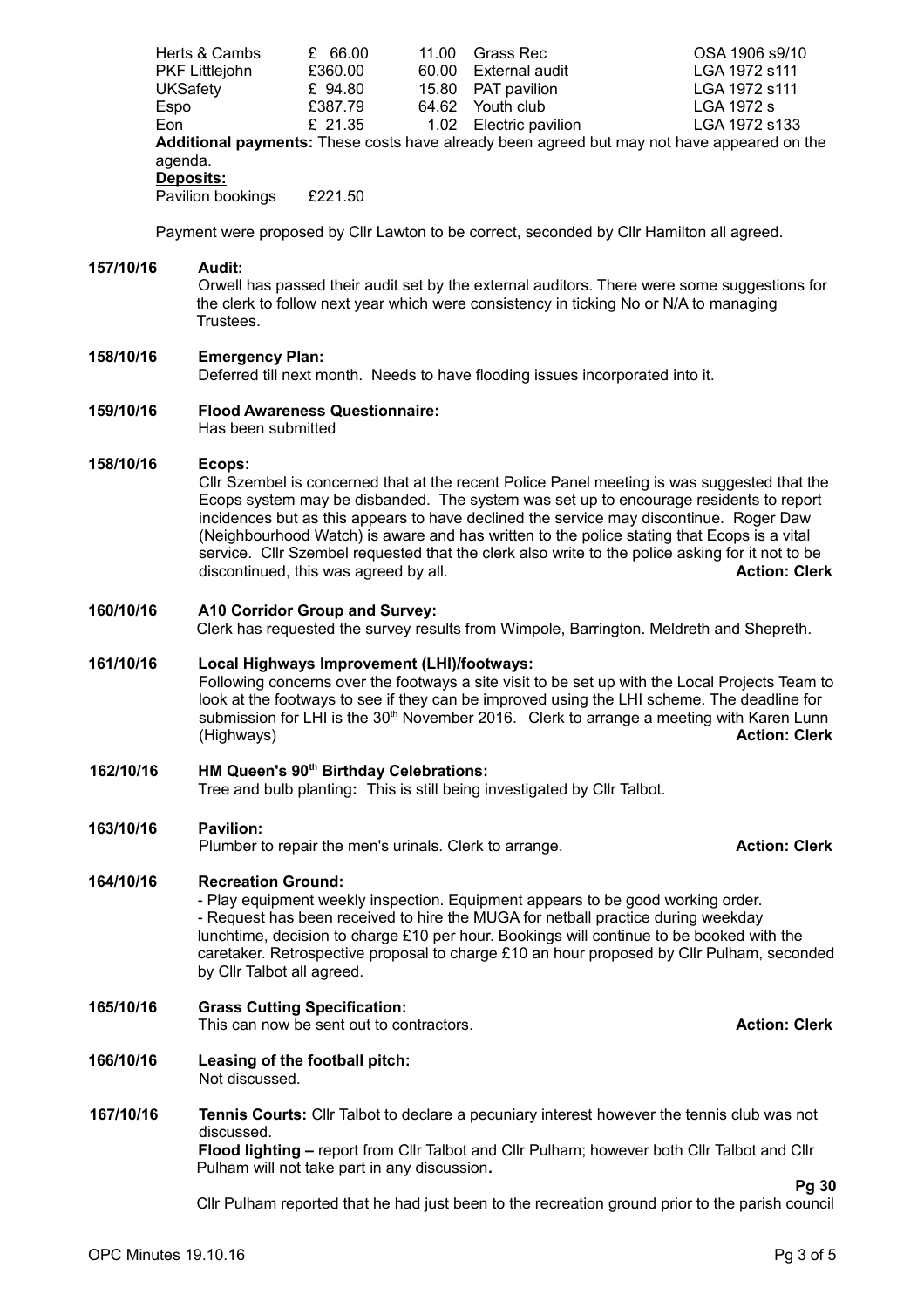| | | | | |
|---|---|---|---|---|
| Herts & Cambs | £ 66.00 | 11.00 | Grass Rec | OSA 1906 s9/10 |
| PKF Littlejohn | £360.00 | 60.00 | External audit | LGA 1972 s111 |
| UKSafety | £ 94.80 | 15.80 | PAT pavilion | LGA 1972 s111 |
| Espo | £387.79 | 64.62 | Youth club | LGA 1972 s |
| Eon | £ 21.35 | 1.02 | Electric pavilion | LGA 1972 s133 |

**Additional payments:** These costs have already been agreed but may not have appeared on the agenda.

**Deposits:**

Pavilion bookings £221.50

Payment were proposed by Cllr Lawton to be correct, seconded by Cllr Hamilton all agreed.

**157/10/16 Audit:**

Orwell has passed their audit set by the external auditors. There were some suggestions for the clerk to follow next year which were consistency in ticking No or N/A to managing Trustees.

**158/10/16 Emergency Plan:**

Deferred till next month. Needs to have flooding issues incorporated into it.

**159/10/16 Flood Awareness Questionnaire:**

Has been submitted

**158/10/16 Ecops:**

Cllr Szembel is concerned that at the recent Police Panel meeting is was suggested that the Ecops system may be disbanded. The system was set up to encourage residents to report incidences but as this appears to have declined the service may discontinue. Roger Daw (Neighbourhood Watch) is aware and has written to the police stating that Ecops is a vital service. Cllr Szembel requested that the clerk also write to the police asking for it not to be discontinued, this was agreed by all. **Action: Clerk**

**160/10/16 A10 Corridor Group and Survey:**

Clerk has requested the survey results from Wimpole, Barrington. Meldreth and Shepreth.

**161/10/16 Local Highways Improvement (LHI)/footways:**

Following concerns over the footways a site visit to be set up with the Local Projects Team to look at the footways to see if they can be improved using the LHI scheme. The deadline for submission for LHI is the 30th November 2016. Clerk to arrange a meeting with Karen Lunn (Highways) **Action: Clerk**

**162/10/16 HM Queen's 90th Birthday Celebrations:**

Tree and bulb planting**:** This is still being investigated by Cllr Talbot.

**163/10/16 Pavilion:**

Plumber to repair the men's urinals. Clerk to arrange. **Action: Clerk**

**164/10/16 Recreation Ground:**

- Play equipment weekly inspection. Equipment appears to be good working order.
- Request has been received to hire the MUGA for netball practice during weekday lunchtime, decision to charge £10 per hour. Bookings will continue to be booked with the caretaker. Retrospective proposal to charge £10 an hour proposed by Cllr Pulham, seconded by Cllr Talbot all agreed.

**165/10/16 Grass Cutting Specification:**

This can now be sent out to contractors. **Action: Clerk**

**166/10/16 Leasing of the football pitch:**

Not discussed.

**167/10/16 Tennis Courts:** Cllr Talbot to declare a pecuniary interest however the tennis club was not discussed.

**Flood lighting –** report from Cllr Talbot and Cllr Pulham; however both Cllr Talbot and Cllr Pulham will not take part in any discussion**.**

**Pg 30**

Cllr Pulham reported that he had just been to the recreation ground prior to the parish council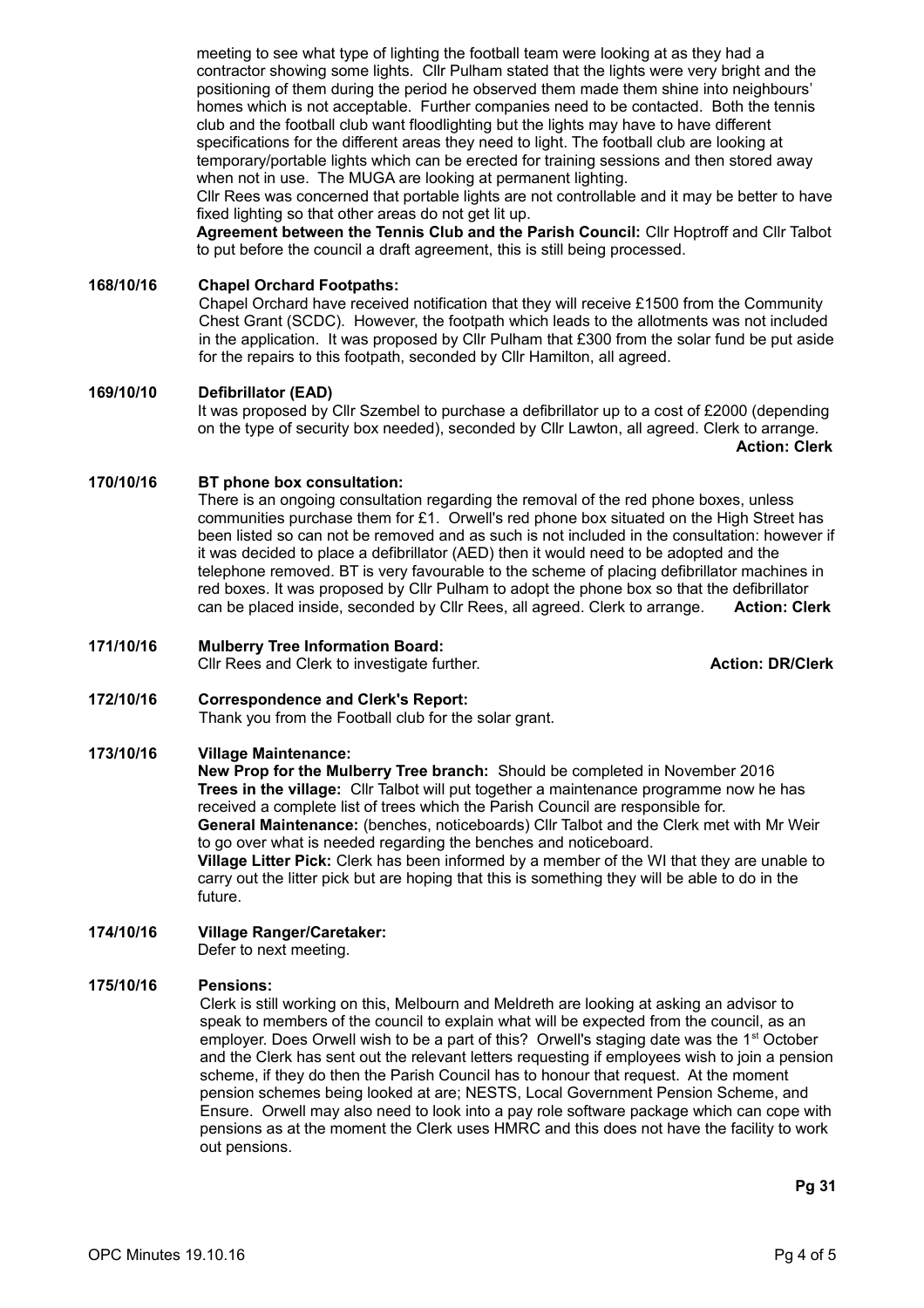meeting to see what type of lighting the football team were looking at as they had a contractor showing some lights. Cllr Pulham stated that the lights were very bright and the positioning of them during the period he observed them made them shine into neighbours' homes which is not acceptable. Further companies need to be contacted. Both the tennis club and the football club want floodlighting but the lights may have to have different specifications for the different areas they need to light. The football club are looking at temporary/portable lights which can be erected for training sessions and then stored away when not in use. The MUGA are looking at permanent lighting.

Cllr Rees was concerned that portable lights are not controllable and it may be better to have fixed lighting so that other areas do not get lit up.

**Agreement between the Tennis Club and the Parish Council:** Cllr Hoptroff and Cllr Talbot to put before the council a draft agreement, this is still being processed.

**168/10/16 Chapel Orchard Footpaths:**

Chapel Orchard have received notification that they will receive £1500 from the Community Chest Grant (SCDC). However, the footpath which leads to the allotments was not included in the application. It was proposed by Cllr Pulham that £300 from the solar fund be put aside for the repairs to this footpath, seconded by Cllr Hamilton, all agreed.

**169/10/10 Defibrillator (EAD)**

It was proposed by Cllr Szembel to purchase a defibrillator up to a cost of £2000 (depending on the type of security box needed), seconded by Cllr Lawton, all agreed. Clerk to arrange.

**Action: Clerk**

**170/10/16 BT phone box consultation:**

There is an ongoing consultation regarding the removal of the red phone boxes, unless communities purchase them for £1. Orwell's red phone box situated on the High Street has been listed so can not be removed and as such is not included in the consultation: however if it was decided to place a defibrillator (AED) then it would need to be adopted and the telephone removed. BT is very favourable to the scheme of placing defibrillator machines in red boxes. It was proposed by Cllr Pulham to adopt the phone box so that the defibrillator can be placed inside, seconded by Cllr Rees, all agreed. Clerk to arrange. **Action: Clerk**

**171/10/16 Mulberry Tree Information Board:**

Cllr Rees and Clerk to investigate further. **Action: DR/Clerk**

**172/10/16 Correspondence and Clerk's Report:**

Thank you from the Football club for the solar grant.

**173/10/16 Village Maintenance:**

**New Prop for the Mulberry Tree branch:** Should be completed in November 2016

**Trees in the village:** Cllr Talbot will put together a maintenance programme now he has received a complete list of trees which the Parish Council are responsible for.

**General Maintenance:** (benches, noticeboards) Cllr Talbot and the Clerk met with Mr Weir to go over what is needed regarding the benches and noticeboard.

**Village Litter Pick:** Clerk has been informed by a member of the WI that they are unable to carry out the litter pick but are hoping that this is something they will be able to do in the future.

**174/10/16 Village Ranger/Caretaker:**

Defer to next meeting.

**175/10/16 Pensions:**

Clerk is still working on this, Melbourn and Meldreth are looking at asking an advisor to speak to members of the council to explain what will be expected from the council, as an employer. Does Orwell wish to be a part of this? Orwell's staging date was the 1st October and the Clerk has sent out the relevant letters requesting if employees wish to join a pension scheme, if they do then the Parish Council has to honour that request. At the moment pension schemes being looked at are; NESTS, Local Government Pension Scheme, and Ensure. Orwell may also need to look into a pay role software package which can cope with pensions as at the moment the Clerk uses HMRC and this does not have the facility to work out pensions.

**Pg 31**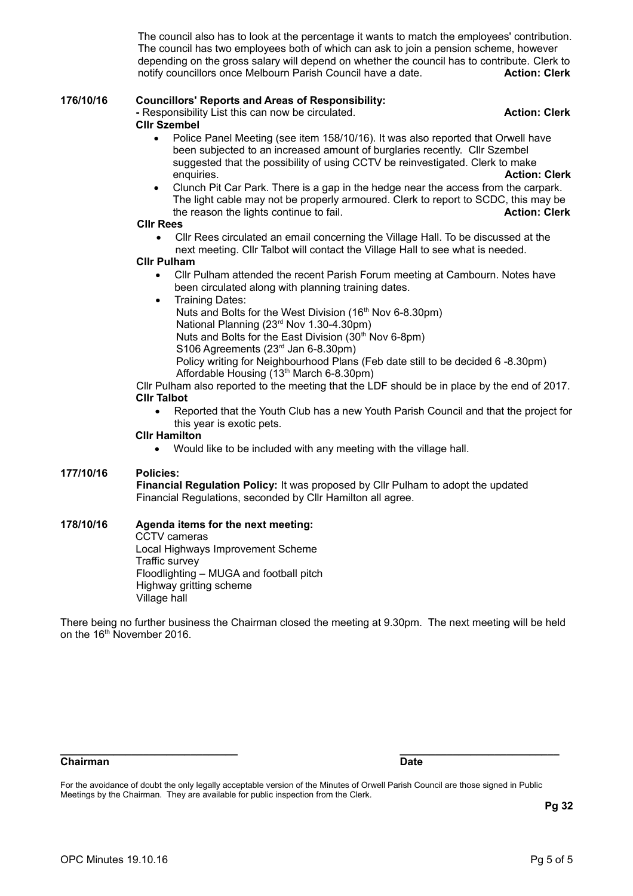The council also has to look at the percentage it wants to match the employees' contribution. The council has two employees both of which can ask to join a pension scheme, however depending on the gross salary will depend on whether the council has to contribute. Clerk to notify councillors once Melbourn Parish Council have a date. **Action: Clerk**

**176/10/16 Councillors' Reports and Areas of Responsibility:**

**-** Responsibility List this can now be circulated. **Action: Clerk**

**Cllr Szembel**

- Police Panel Meeting (see item 158/10/16). It was also reported that Orwell have been subjected to an increased amount of burglaries recently. Cllr Szembel suggested that the possibility of using CCTV be reinvestigated. Clerk to make enquiries. **Action: Clerk**
- Clunch Pit Car Park. There is a gap in the hedge near the access from the carpark. The light cable may not be properly armoured. Clerk to report to SCDC, this may be the reason the lights continue to fail. **Action: Clerk**

**Cllr Rees**

- Cllr Rees circulated an email concerning the Village Hall. To be discussed at the next meeting. Cllr Talbot will contact the Village Hall to see what is needed.

**Cllr Pulham**

- Cllr Pulham attended the recent Parish Forum meeting at Cambourn. Notes have been circulated along with planning training dates.
- Training Dates:
  Nuts and Bolts for the West Division (16th Nov 6-8.30pm)
  National Planning (23rd Nov 1.30-4.30pm)
  Nuts and Bolts for the East Division (30th Nov 6-8pm)
  S106 Agreements (23rd Jan 6-8.30pm)
  Policy writing for Neighbourhood Plans (Feb date still to be decided 6 -8.30pm)
  Affordable Housing (13th March 6-8.30pm)

Cllr Pulham also reported to the meeting that the LDF should be in place by the end of 2017.

**Cllr Talbot**

- Reported that the Youth Club has a new Youth Parish Council and that the project for this year is exotic pets.

**Cllr Hamilton**

- Would like to be included with any meeting with the village hall.

**177/10/16 Policies:**

**Financial Regulation Policy:** It was proposed by Cllr Pulham to adopt the updated Financial Regulations, seconded by Cllr Hamilton all agree.

**178/10/16 Agenda items for the next meeting:**

CCTV cameras
Local Highways Improvement Scheme
Traffic survey
Floodlighting – MUGA and football pitch
Highway gritting scheme
Village hall

There being no further business the Chairman closed the meeting at 9.30pm. The next meeting will be held on the 16th November 2016.

**Chairman** **Date**

For the avoidance of doubt the only legally acceptable version of the Minutes of Orwell Parish Council are those signed in Public Meetings by the Chairman. They are available for public inspection from the Clerk.